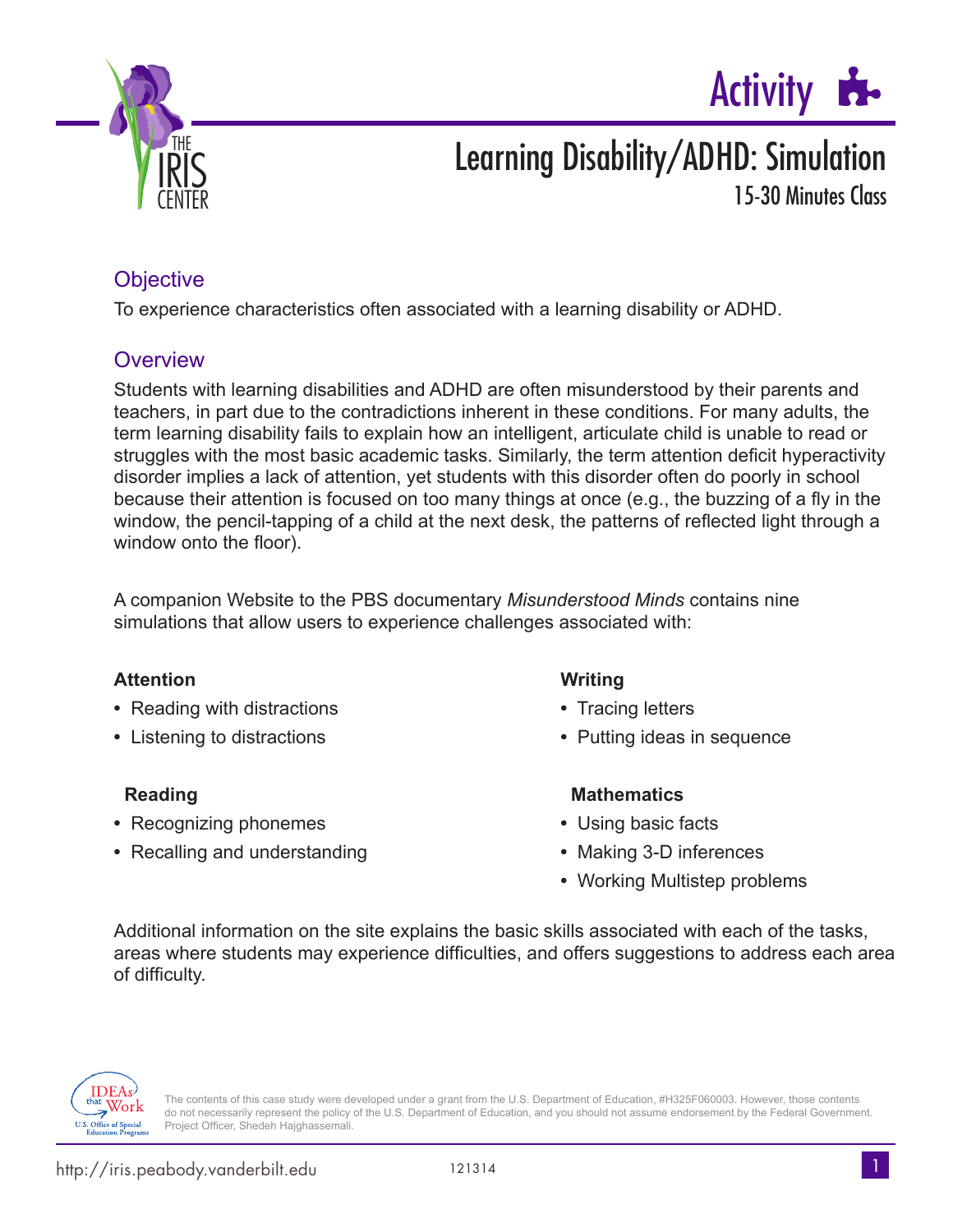Activity

# Learning Disability/ADHD: Simulation

15-30 Minutes Class

## Objective

To experience characteristics often associated with a learning disability or ADHD.

## Overview

Students with learning disabilities and ADHD are often misunderstood by their parents and teachers, in part due to the contradictions inherent in these conditions. For many adults, the term learning disability fails to explain how an intelligent, articulate child is unable to read or struggles with the most basic academic tasks. Similarly, the term attention deficit hyperactivity disorder implies a lack of attention, yet students with this disorder often do poorly in school because their attention is focused on too many things at once (e.g., the buzzing of a fly in the window, the pencil-tapping of a child at the next desk, the patterns of reflected light through a window onto the floor).

A companion Website to the PBS documentary *Misunderstood Minds* contains nine simulations that allow users to experience challenges associated with:

**Attention**

- Reading with distractions
- Listening to distractions

**Reading**

- Recognizing phonemes
- Recalling and understanding

**Writing**

- Tracing letters
- Putting ideas in sequence

**Mathematics**

- Using basic facts
- Making 3-D inferences
- Working Multistep problems

Additional information on the site explains the basic skills associated with each of the tasks, areas where students may experience difficulties, and offers suggestions to address each area of difficulty.

The contents of this case study were developed under a grant from the U.S. Department of Education, #H325F060003. However, those contents do not necessarily represent the policy of the U.S. Department of Education, and you should not assume endorsement by the Federal Government. Project Officer, Shedeh Hajghassemali.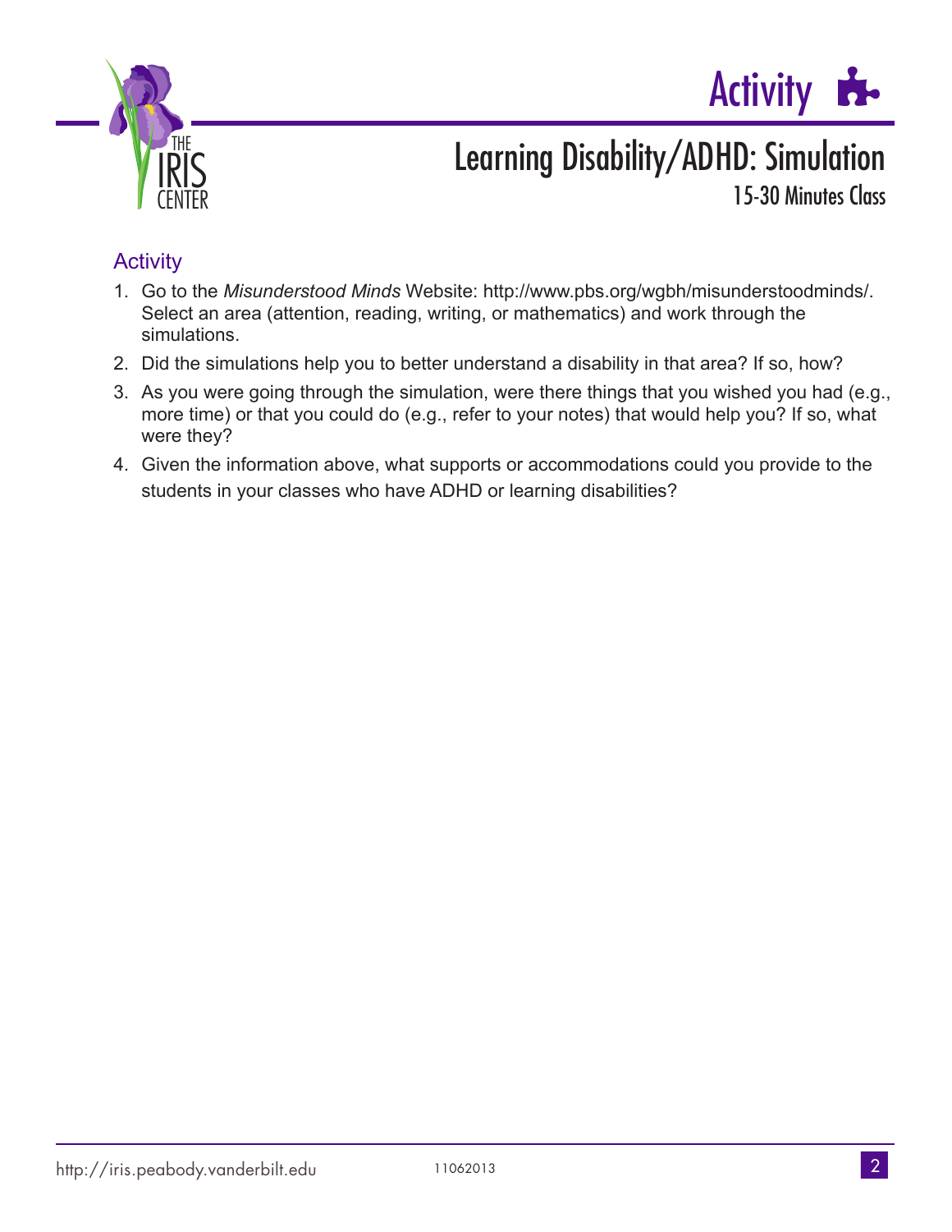# Activity

## Learning Disability/ADHD: Simulation

15-30 Minutes Class

### Activity

1. Go to the *Misunderstood Minds* Website: http://www.pbs.org/wgbh/misunderstoodminds/. Select an area (attention, reading, writing, or mathematics) and work through the simulations.
2. Did the simulations help you to better understand a disability in that area? If so, how?
3. As you were going through the simulation, were there things that you wished you had (e.g., more time) or that you could do (e.g., refer to your notes) that would help you? If so, what were they?
4. Given the information above, what supports or accommodations could you provide to the students in your classes who have ADHD or learning disabilities?